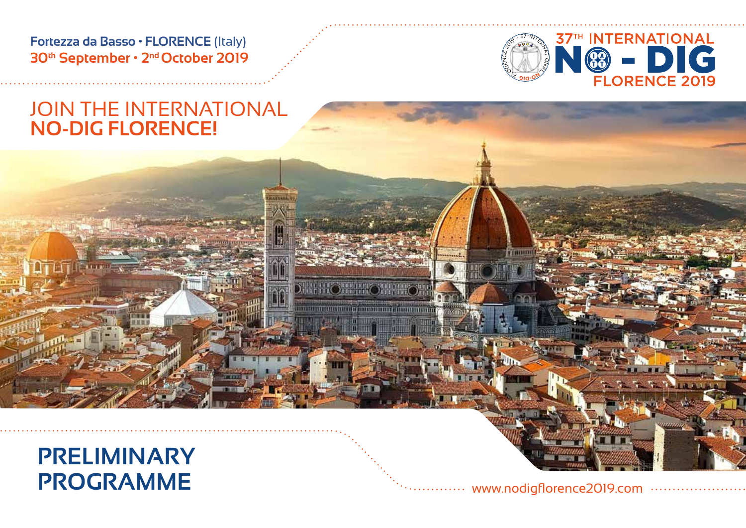Fortezza da Basso • FLORENCE (Italy)
30th September • 2nd October 2019

37TH INTERNATIONAL NO-DIG FLORENCE 2019

# JOIN THE INTERNATIONAL **NO-DIG FLORENCE!**

# PRELIMINARY PROGRAMME

www.nodigflorence2019.com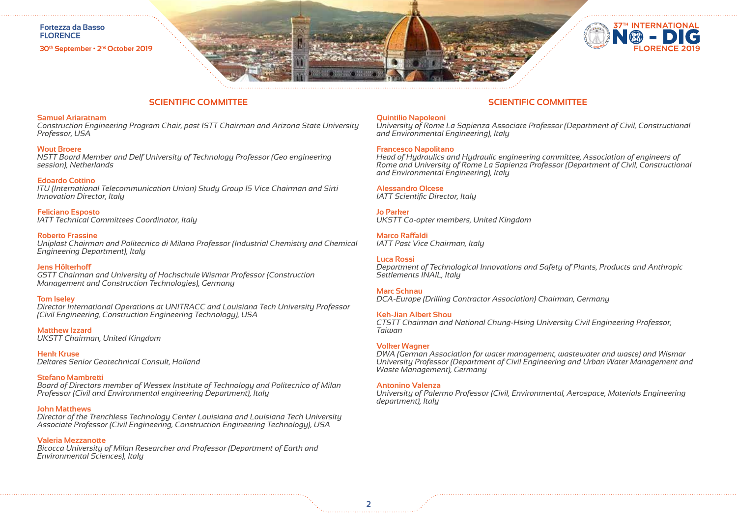## SCIENTIFIC COMMITTEE

**Samuel Ariaratnam**
*Construction Engineering Program Chair, past ISTT Chairman and Arizona State University Professor, USA*

**Wout Broere**
*NSTT Board Member and Delf University of Technology Professor (Geo engineering session), Netherlands*

**Edoardo Cottino**
*ITU (International Telecommunication Union) Study Group 15 Vice Chairman and Sirti Innovation Director, Italy*

**Feliciano Esposto**
*IATT Technical Committees Coordinator, Italy*

**Roberto Frassine**
*Uniplast Chairman and Politecnico di Milano Professor (Industrial Chemistry and Chemical Engineering Department), Italy*

**Jens Hölterhoff**
*GSTT Chairman and University of Hochschule Wismar Professor (Construction Management and Construction Technologies), Germany*

**Tom Iseley**
*Director International Operations at UNITRACC and Louisiana Tech University Professor (Civil Engineering, Construction Engineering Technology), USA*

**Matthew Izzard**
*UKSTT Chairman, United Kingdom*

**Henk Kruse**
*Deltares Senior Geotechnical Consult, Holland*

**Stefano Mambretti**
*Board of Directors member of Wessex Institute of Technology and Politecnico of Milan Professor (Civil and Environmental engineering Department), Italy*

**John Matthews**
*Director of the Trenchless Technology Center Louisiana and Louisiana Tech University Associate Professor (Civil Engineering, Construction Engineering Technology), USA*

**Valeria Mezzanotte**
*Bicocca University of Milan Researcher and Professor (Department of Earth and Environmental Sciences), Italy*

## SCIENTIFIC COMMITTEE

**Quintilio Napoleoni**
*University of Rome La Sapienza Associate Professor (Department of Civil, Constructional and Environmental Engineering), Italy*

**Francesco Napolitano**
*Head of Hydraulics and Hydraulic engineering committee, Association of engineers of Rome and University of Rome La Sapienza Professor (Department of Civil, Constructional and Environmental Engineering), Italy*

**Alessandro Olcese**
*IATT Scientific Director, Italy*

**Jo Parker**
*UKSTT Co-opter members, United Kingdom*

**Marco Raffaldi**
*IATT Past Vice Chairman, Italy*

**Luca Rossi**
*Department of Technological Innovations and Safety of Plants, Products and Anthropic Settlements INAIL, Italy*

**Marc Schnau**
*DCA-Europe (Drilling Contractor Association) Chairman, Germany*

**Keh-Jian Albert Shou**
*CTSTT Chairman and National Chung-Hsing University Civil Engineering Professor, Taiwan*

**Volker Wagner**
*DWA (German Association for water management, wastewater and waste) and Wismar University Professor (Department of Civil Engineering and Urban Water Management and Waste Management), Germany*

**Antonino Valenza**
*University of Palermo Professor (Civil, Environmental, Aerospace, Materials Engineering department), Italy*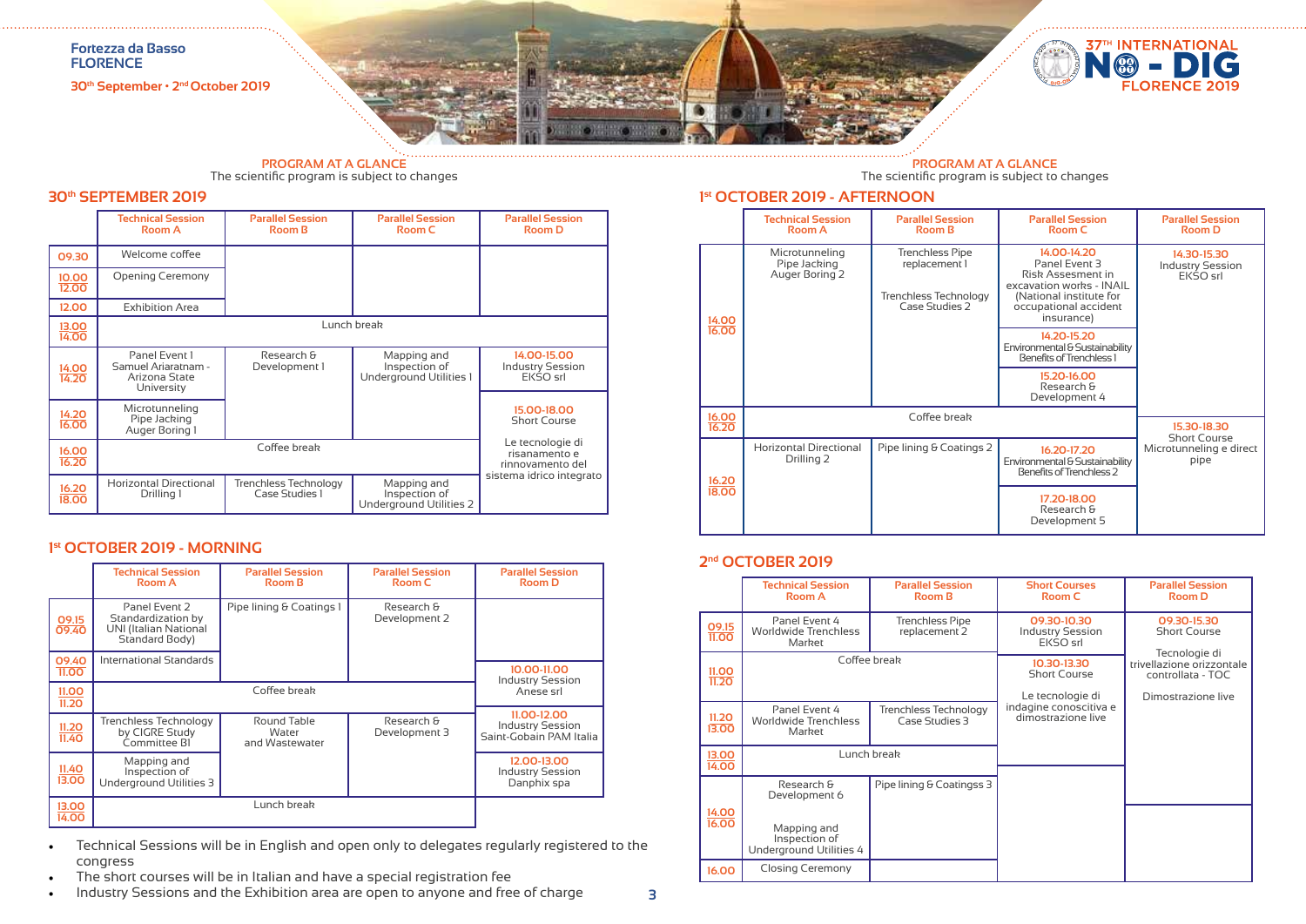Fortezza da Basso
FLORENCE

30th September • 2nd October 2019

37TH INTERNATIONAL NO-DIG FLORENCE 2019

## PROGRAM AT A GLANCE

The scientific program is subject to changes

### 30th SEPTEMBER 2019

| | Technical Session Room A | Parallel Session Room B | Parallel Session Room C | Parallel Session Room D |
|---|---|---|---|---|
| 09.30 | Welcome coffee | | | |
| 10.00 12.00 | Opening Ceremony | | | |
| 12.00 | Exhibition Area | | | |
| 13.00 14.00 | Lunch break | | | |
| 14.00 14.20 | Panel Event 1 Samuel Ariaratnam - Arizona State University | Research & Development 1 | Mapping and Inspection of Underground Utilities 1 | 14.00-15.00 Industry Session EKSO srl |
| 14.20 16.00 | Microtunneling Pipe Jacking Auger Boring 1 | | | 15.00-18.00 Short Course Le tecnologie di risanamento e rinnovamento del sistema idrico integrato |
| 16.00 16.20 | Coffee break | | | |
| 16.20 18.00 | Horizontal Directional Drilling 1 | Trenchless Technology Case Studies 1 | Mapping and Inspection of Underground Utilities 2 | |

### 1st OCTOBER 2019 - MORNING

| | Technical Session Room A | Parallel Session Room B | Parallel Session Room C | Parallel Session Room D |
|---|---|---|---|---|
| 09.15 09.40 | Panel Event 2 Standardization by UNI (Italian National Standard Body) | Pipe lining & Coatings 1 | Research & Development 2 | |
| 09.40 11.00 | International Standards | | | 10.00-11.00 Industry Session Anese srl |
| 11.00 11.20 | Coffee break | | | |
| 11.20 11.40 | Trenchless Technology by CIGRE Study Committee B1 | Round Table Water and Wastewater | Research & Development 3 | 11.00-12.00 Industry Session Saint-Gobain PAM Italia |
| 11.40 13.00 | Mapping and Inspection of Underground Utilities 3 | | | 12.00-13.00 Industry Session Danphix spa |
| 13.00 14.00 | Lunch break | | | |

- Technical Sessions will be in English and open only to delegates regularly registered to the congress
- The short courses will be in Italian and have a special registration fee
- Industry Sessions and the Exhibition area are open to anyone and free of charge

## PROGRAM AT A GLANCE

The scientific program is subject to changes

### 1st OCTOBER 2019 - AFTERNOON

| | Technical Session Room A | Parallel Session Room B | Parallel Session Room C | Parallel Session Room D |
|---|---|---|---|---|
| 14.00 16.00 | Microtunneling Pipe Jacking Auger Boring 2 | Trenchless Pipe replacement 1<br>Trenchless Technology Case Studies 2 | 14.00-14.20 Panel Event 3 Risk Assesment in excavation works - INAIL (National institute for occupational accident insurance)<br>14.20-15.20 Environmental & Sustainability Benefits of Trenchless 1<br>15.20-16.00 Research & Development 4 | 14.30-15.30 Industry Session EKSO srl |
| 16.00 16.20 | Coffee break | | | 15.30-18.30 Short Course Microtunneling e direct pipe |
| 16.20 18.00 | Horizontal Directional Drilling 2 | Pipe lining & Coatings 2 | 16.20-17.20 Environmental & Sustainability Benefits of Trenchless 2<br>17.20-18.00 Research & Development 5 | |

### 2nd OCTOBER 2019

| | Technical Session Room A | Parallel Session Room B | Short Courses Room C | Parallel Session Room D |
|---|---|---|---|---|
| 09.15 11.00 | Panel Event 4 Worldwide Trenchless Market | Trenchless Pipe replacement 2 | 09.30-10.30 Industry Session EKSO srl | 09.30-15.30 Short Course Tecnologie di trivellazione orizzontale controllata - TOC Dimostrazione live |
| 11.00 11.20 | Coffee break | | 10.30-13.30 Short Course Le tecnologie di indagine conoscitiva e dimostrazione live | |
| 11.20 13.00 | Panel Event 4 Worldwide Trenchless Market | Trenchless Technology Case Studies 3 | | |
| 13.00 14.00 | Lunch break | | | |
| 14.00 16.00 | Research & Development 6<br>Mapping and Inspection of Underground Utilities 4 | Pipe lining & Coatingss 3 | | |
| 16.00 | Closing Ceremony | | | |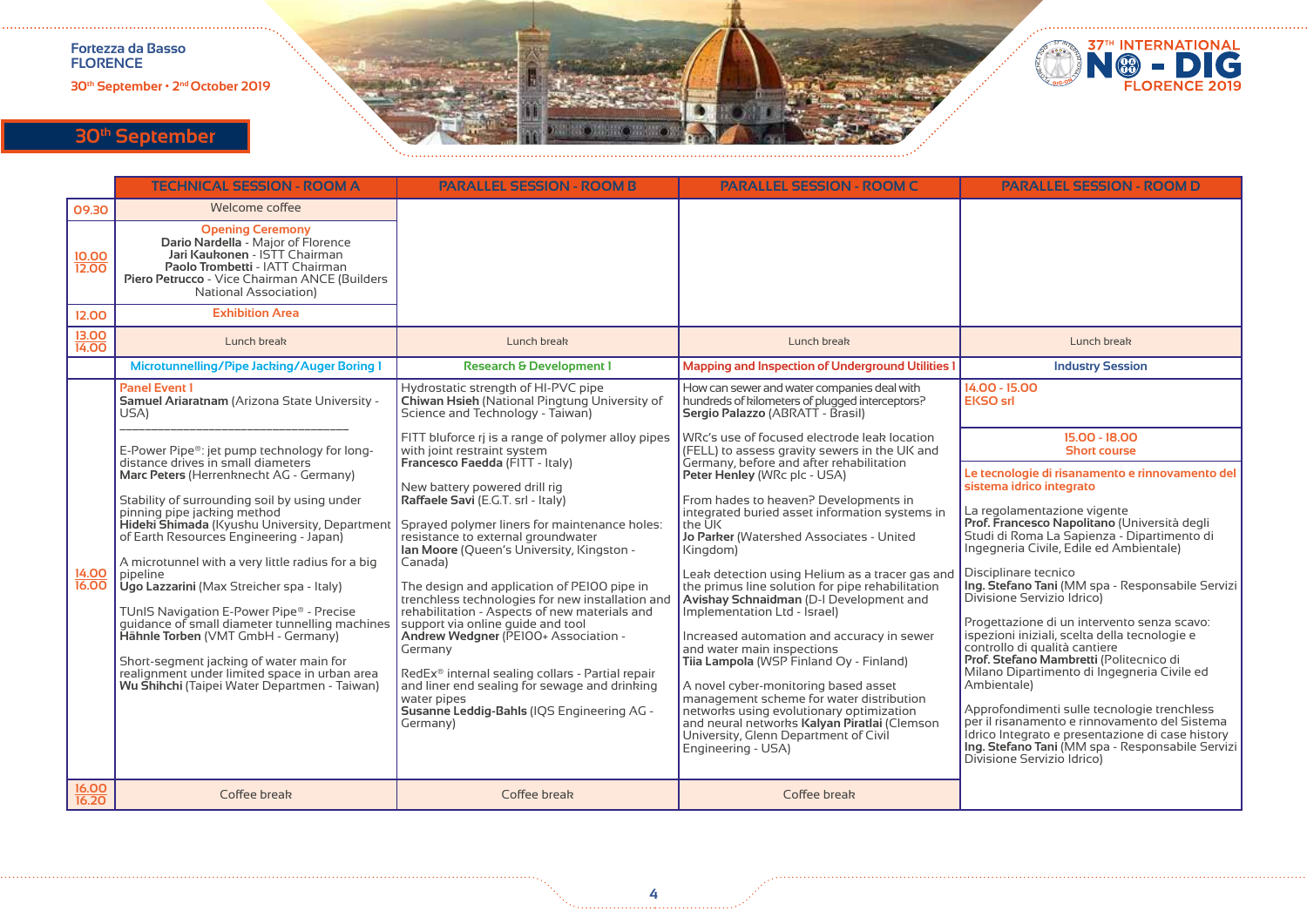Fortezza da Basso
FLORENCE

30th September • 2nd October 2019

37TH INTERNATIONAL NO-DIG FLORENCE 2019

## 30th September

| | TECHNICAL SESSION - ROOM A | PARALLEL SESSION - ROOM B | PARALLEL SESSION - ROOM C | PARALLEL SESSION - ROOM D |
|---|---|---|---|---|
| 09.30 | Welcome coffee | | | |
| 10.00 12.00 | **Opening Ceremony**<br>**Dario Nardella** - Major of Florence<br>**Jari Kaukonen** - ISTT Chairman<br>**Paolo Trombetti** - IATT Chairman<br>**Piero Petrucco** - Vice Chairman ANCE (Builders National Association) | | | |
| 12.00 | Exhibition Area | | | |
| 13.00 14.00 | Lunch break | Lunch break | Lunch break | Lunch break |
| | **Microtunnelling/Pipe Jacking/Auger Boring 1** | **Research & Development 1** | **Mapping and Inspection of Underground Utilities 1** | **Industry Session** |
| 14.00 16.00 | **Panel Event 1**<br>**Samuel Ariaratnam** (Arizona State University - USA)<br>________________<br>E-Power Pipe®: jet pump technology for long-distance drives in small diameters<br>**Marc Peters** (Herrenknecht AG - Germany)<br><br>Stability of surrounding soil by using under pinning pipe jacking method<br>**Hideki Shimada** (Kyushu University, Department of Earth Resources Engineering - Japan)<br><br>A microtunnel with a very little radius for a big pipeline<br>**Ugo Lazzarini** (Max Streicher spa - Italy)<br><br>TUnIS Navigation E-Power Pipe® - Precise guidance of small diameter tunnelling machines<br>**Hähnle Torben** (VMT GmbH - Germany)<br><br>Short-segment jacking of water main for realignment under limited space in urban area<br>**Wu Shihchi** (Taipei Water Departmen - Taiwan) | Hydrostatic strength of HI-PVC pipe<br>**Chiwan Hsieh** (National Pingtung University of Science and Technology - Taiwan)<br><br>FITT bluforce rj is a range of polymer alloy pipes with joint restraint system<br>**Francesco Faedda** (FITT - Italy)<br><br>New battery powered drill rig<br>**Raffaele Savi** (E.G.T. srl - Italy)<br><br>Sprayed polymer liners for maintenance holes: resistance to external groundwater<br>**Ian Moore** (Queen's University, Kingston - Canada)<br><br>The design and application of PE100 pipe in trenchless technologies for new installation and rehabilitation - Aspects of new materials and support via online guide and tool<br>**Andrew Wedgner** (PE100+ Association - Germany<br><br>RedEx® internal sealing collars - Partial repair and liner end sealing for sewage and drinking water pipes<br>**Susanne Leddig-Bahls** (IQS Engineering AG - Germany) | How can sewer and water companies deal with hundreds of kilometers of plugged interceptors?<br>**Sergio Palazzo** (ABRATT - Brasil)<br><br>WRc's use of focused electrode leak location (FELL) to assess gravity sewers in the UK and Germany, before and after rehabilitation<br>**Peter Henley** (WRc plc - USA)<br><br>From hades to heaven? Developments in integrated buried asset information systems in the UK<br>**Jo Parker** (Watershed Associates - United Kingdom)<br><br>Leak detection using Helium as a tracer gas and the primus line solution for pipe rehabilitation<br>**Avishay Schnaidman** (D-I Development and Implementation Ltd - Israel)<br><br>Increased automation and accuracy in sewer and water main inspections<br>**Tiia Lampola** (WSP Finland Oy - Finland)<br><br>A novel cyber-monitoring based asset management scheme for water distribution networks using evolutionary optimization and neural networks **Kalyan Piratlai** (Clemson University, Glenn Department of Civil Engineering - USA) | **14.00 - 15.00**<br>**EKSO srl**<br><br>**15.00 - 18.00**<br>**Short course**<br><br>**Le tecnologie di risanamento e rinnovamento del sistema idrico integrato**<br><br>La regolamentazione vigente<br>**Prof. Francesco Napolitano** (Università degli Studi di Roma La Sapienza - Dipartimento di Ingegneria Civile, Edile ed Ambientale)<br><br>Disciplinare tecnico<br>**Ing. Stefano Tani** (MM spa - Responsabile Servizi Divisione Servizio Idrico)<br><br>Progettazione di un intervento senza scavo: ispezioni iniziali, scelta della tecnologie e controllo di qualità cantiere<br>**Prof. Stefano Mambretti** (Politecnico di Milano Dipartimento di Ingegneria Civile ed Ambientale)<br><br>Approfondimenti sulle tecnologie trenchless per il risanamento e rinnovamento del Sistema Idrico Integrato e presentazione di case history<br>**Ing. Stefano Tani** (MM spa - Responsabile Servizi Divisione Servizio Idrico) |
| 16.00 16.20 | Coffee break | Coffee break | Coffee break | |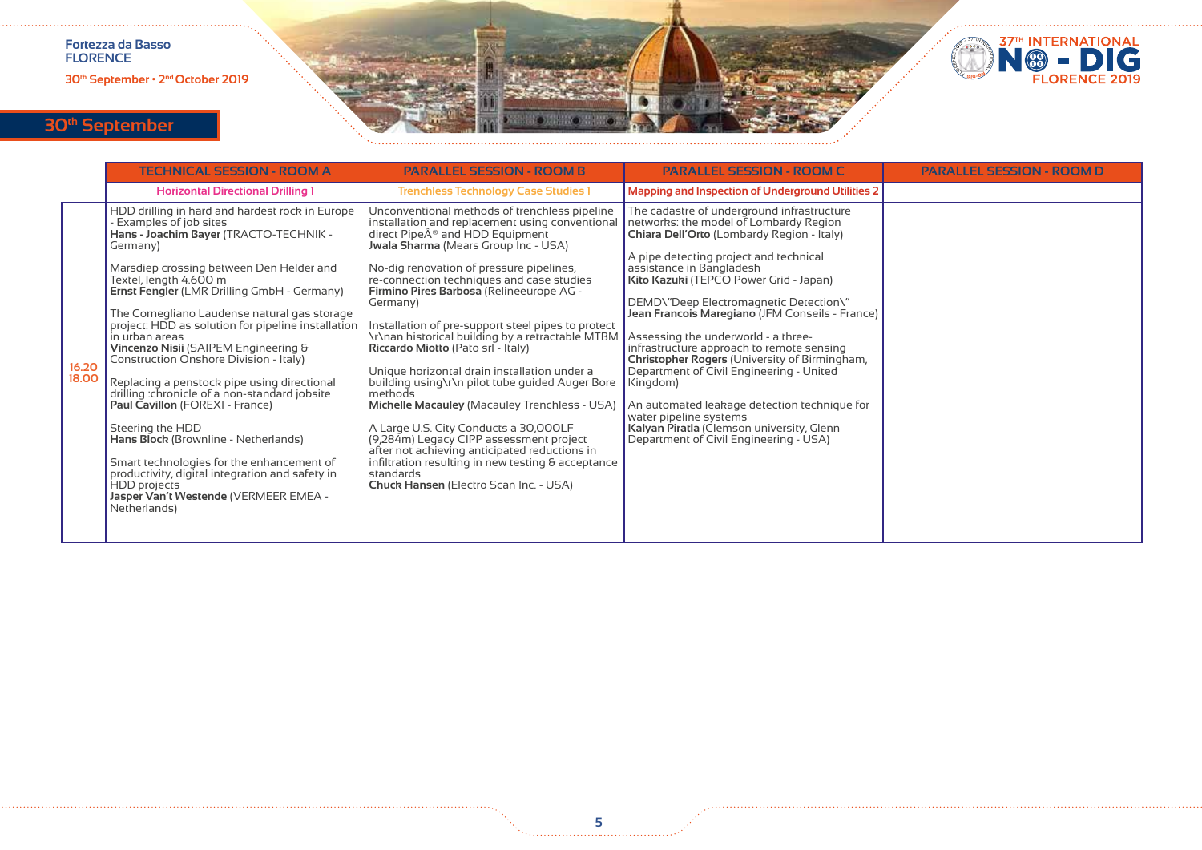## 30th September

| | TECHNICAL SESSION - ROOM A | PARALLEL SESSION - ROOM B | PARALLEL SESSION - ROOM C | PARALLEL SESSION - ROOM D |
|---|---|---|---|---|
| | Horizontal Directional Drilling I | Trenchless Technology Case Studies I | Mapping and Inspection of Underground Utilities 2 | |
| 16.20 18.00 | HDD drilling in hard and hardest rock in Europe - Examples of job sites **Hans - Joachim Bayer** (TRACTO-TECHNIK - Germany)<br><br>Marsdiep crossing between Den Helder and Textel, length 4.600 m **Ernst Fengler** (LMR Drilling GmbH - Germany)<br><br>The Cornegliano Laudense natural gas storage project: HDD as solution for pipeline installation in urban areas **Vincenzo Nisii** (SAIPEM Engineering & Construction Onshore Division - Italy)<br><br>Replacing a penstock pipe using directional drilling :chronicle of a non-standard jobsite **Paul Cavillon** (FOREXI - France)<br><br>Steering the HDD **Hans Block** (Brownline - Netherlands)<br><br>Smart technologies for the enhancement of productivity, digital integration and safety in HDD projects **Jasper Van't Westende** (VERMEER EMEA - Netherlands) | Unconventional methods of trenchless pipeline installation and replacement using conventional direct PipeÂ® and HDD Equipment **Jwala Sharma** (Mears Group Inc - USA)<br><br>No-dig renovation of pressure pipelines, re-connection techniques and case studies **Firmino Pires Barbosa** (Relineeurope AG - Germany)<br><br>Installation of pre-support steel pipes to protect \r\nan historical building by a retractable MTBM **Riccardo Miotto** (Pato srl - Italy)<br><br>Unique horizontal drain installation under a building using\r\n pilot tube guided Auger Bore methods **Michelle Macauley** (Macauley Trenchless - USA)<br><br>A Large U.S. City Conducts a 30,000LF (9,284m) Legacy CIPP assessment project after not achieving anticipated reductions in infiltration resulting in new testing & acceptance standards **Chuck Hansen** (Electro Scan Inc. - USA) | The cadastre of underground infrastructure networks: the model of Lombardy Region **Chiara Dell'Orto** (Lombardy Region - Italy)<br><br>A pipe detecting project and technical assistance in Bangladesh **Kito Kazuki** (TEPCO Power Grid - Japan)<br><br>DEMD\"Deep Electromagnetic Detection\" **Jean Francois Maregiano** (JFM Conseils - France)<br><br>Assessing the underworld - a three-infrastructure approach to remote sensing **Christopher Rogers** (University of Birmingham, Department of Civil Engineering - United Kingdom)<br><br>An automated leakage detection technique for water pipeline systems **Kalyan Piratla** (Clemson university, Glenn Department of Civil Engineering - USA) | |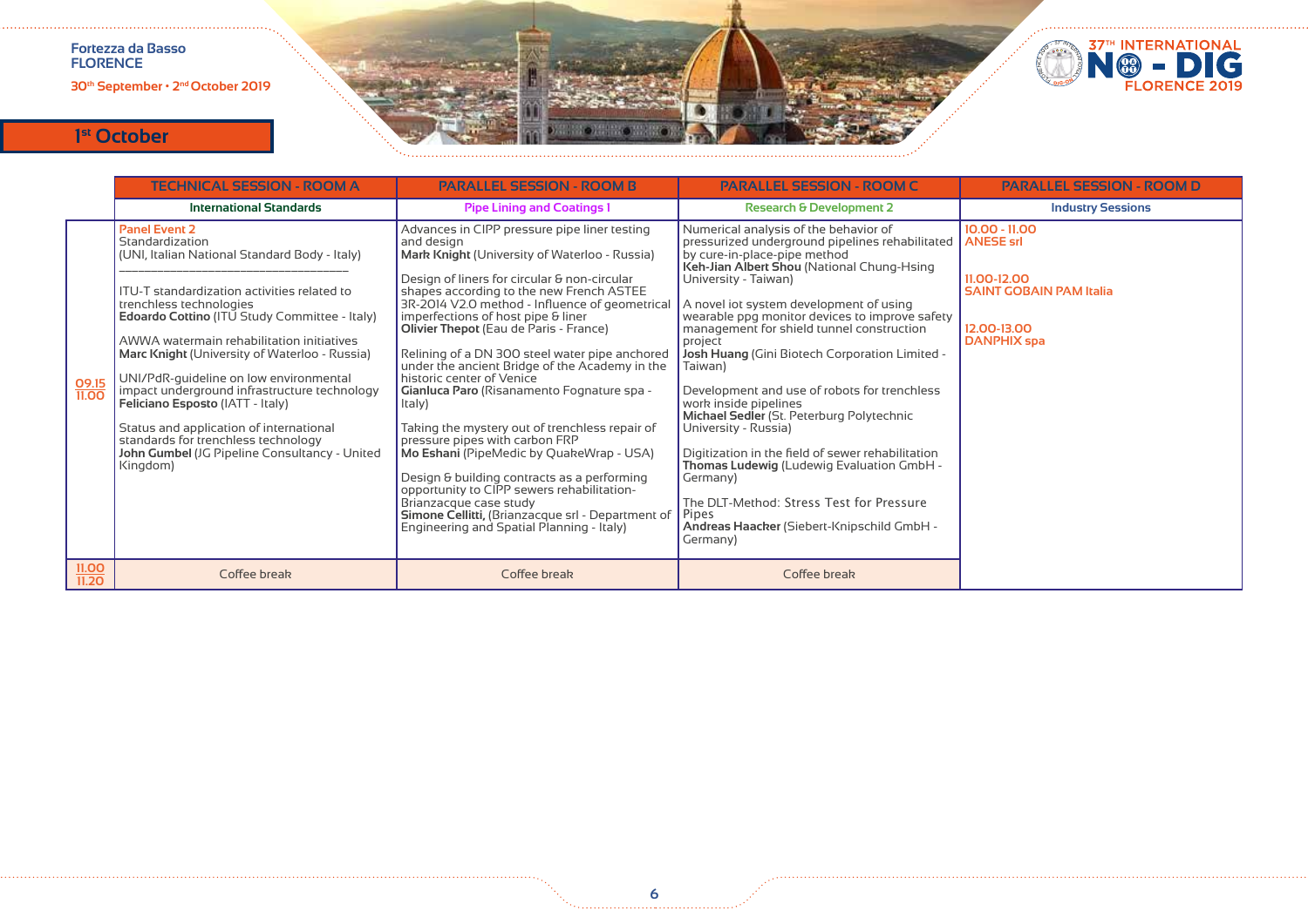## 1st October

| | TECHNICAL SESSION - ROOM A | PARALLEL SESSION - ROOM B | PARALLEL SESSION - ROOM C | PARALLEL SESSION - ROOM D |
|---|---|---|---|---|
| | **International Standards** | **Pipe Lining and Coatings 1** | **Research & Development 2** | **Industry Sessions** |
| 09.15 11.00 | **Panel Event 2**<br>Standardization<br>(UNI, Italian National Standard Body - Italy)<br>___<br>ITU-T standardization activities related to trenchless technologies<br>**Edoardo Cottino** (ITU Study Committee - Italy)<br><br>AWWA watermain rehabilitation initiatives<br>**Marc Knight** (University of Waterloo - Russia)<br><br>UNI/PdR-guideline on low environmental impact underground infrastructure technology<br>**Feliciano Esposto** (IATT - Italy)<br><br>Status and application of international standards for trenchless technology<br>**John Gumbel** (JG Pipeline Consultancy - United Kingdom) | Advances in CIPP pressure pipe liner testing and design<br>**Mark Knight** (University of Waterloo - Russia)<br><br>Design of liners for circular & non-circular shapes according to the new French ASTEE 3R-2014 V2.0 method - Influence of geometrical imperfections of host pipe & liner<br>**Olivier Thepot** (Eau de Paris - France)<br><br>Relining of a DN 300 steel water pipe anchored under the ancient Bridge of the Academy in the historic center of Venice<br>**Gianluca Paro** (Risanamento Fognature spa - Italy)<br><br>Taking the mystery out of trenchless repair of pressure pipes with carbon FRP<br>**Mo Eshani** (PipeMedic by QuakeWrap - USA)<br><br>Design & building contracts as a performing opportunity to CIPP sewers rehabilitation-Brianzacque case study<br>**Simone Cellitti,** (Brianzacque srl - Department of Engineering and Spatial Planning - Italy) | Numerical analysis of the behavior of pressurized underground pipelines rehabilitated by cure-in-place-pipe method<br>**Keh-Jian Albert Shou** (National Chung-Hsing University - Taiwan)<br><br>A novel iot system development of using wearable ppg monitor devices to improve safety management for shield tunnel construction project<br>**Josh Huang** (Gini Biotech Corporation Limited - Taiwan)<br><br>Development and use of robots for trenchless work inside pipelines<br>**Michael Sedler** (St. Peterburg Polytechnic University - Russia)<br><br>Digitization in the field of sewer rehabilitation<br>**Thomas Ludewig** (Ludewig Evaluation GmbH - Germany)<br><br>The DLT-Method: Stress Test for Pressure Pipes<br>**Andreas Haacker** (Siebert-Knipschild GmbH - Germany) | **10.00 - 11.00**<br>**ANESE srl**<br><br>**11.00-12.00**<br>**SAINT GOBAIN PAM Italia**<br><br>**12.00-13.00**<br>**DANPHIX spa** |
| 11.00 11.20 | Coffee break | Coffee break | Coffee break | |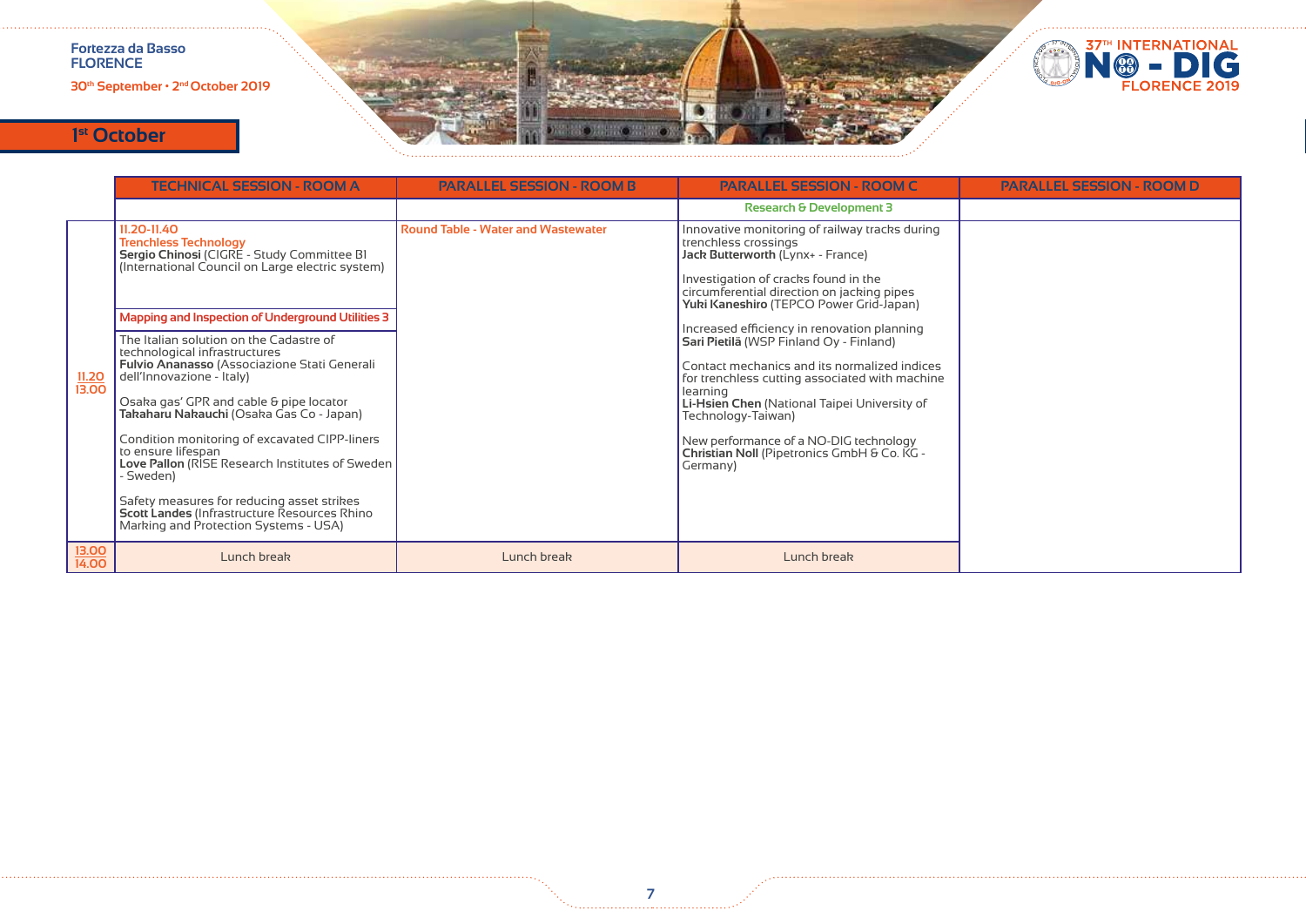## 1st October

| | TECHNICAL SESSION - ROOM A | PARALLEL SESSION - ROOM B | PARALLEL SESSION - ROOM C | PARALLEL SESSION - ROOM D |
|---|---|---|---|---|
| | | | Research & Development 3 | |
| 11.20 13.00 | 11.20-11.40 Trenchless Technology **Sergio Chinosi** (CIGRE - Study Committee B1 (International Council on Large electric system)<br><br>Mapping and Inspection of Underground Utilities 3<br><br>The Italian solution on the Cadastre of technological infrastructures **Fulvio Ananasso** (Associazione Stati Generali dell'Innovazione - Italy)<br><br>Osaka gas' GPR and cable & pipe locator **Takaharu Nakauchi** (Osaka Gas Co - Japan)<br><br>Condition monitoring of excavated CIPP-liners to ensure lifespan **Love Pallon** (RISE Research Institutes of Sweden - Sweden)<br><br>Safety measures for reducing asset strikes **Scott Landes** (Infrastructure Resources Rhino Marking and Protection Systems - USA) | Round Table - Water and Wastewater | Innovative monitoring of railway tracks during trenchless crossings **Jack Butterworth** (Lynx+ - France)<br><br>Investigation of cracks found in the circumferential direction on jacking pipes **Yuki Kaneshiro** (TEPCO Power Grid-Japan)<br><br>Increased efficiency in renovation planning **Sari Pietilä** (WSP Finland Oy - Finland)<br><br>Contact mechanics and its normalized indices for trenchless cutting associated with machine learning **Li-Hsien Chen** (National Taipei University of Technology-Taiwan)<br><br>New performance of a NO-DIG technology **Christian Noll** (Pipetronics GmbH & Co. KG - Germany) | |
| 13.00 14.00 | Lunch break | Lunch break | Lunch break | |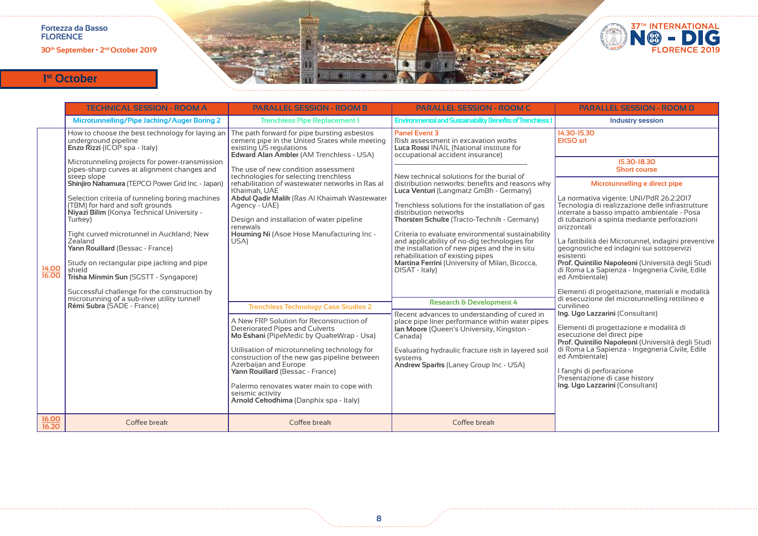Fortezza da Basso
FLORENCE

30th September • 2nd October 2019

37TH INTERNATIONAL NO-DIG FLORENCE 2019

# 1st October

| | TECHNICAL SESSION - ROOM A | PARALLEL SESSION - ROOM B | PARALLEL SESSION - ROOM C | PARALLEL SESSION - ROOM D |
|---|---|---|---|---|
| | Microtunnelling/Pipe Jacking/Auger Boring 2 | Trenchless Pipe Replacement I | Environmental and Sustainability Benefits of Trenchless I | Industry session |
| 14.00 16.00 | How to choose the best technology for laying an underground pipeline **Enzo Rizzi** (ICOP spa - Italy)<br><br>Microtunneling projects for power-transmission pipes-sharp curves at alignment changes and steep slope **Shinjiro Nakamura** (TEPCO Power Grid Inc. - Japan)<br><br>Selection criteria of tunneling boring machines (TBM) for hard and soft grounds **Niyazi Bilim** (Konya Technical University - Turkey)<br><br>Tight curved microtunnel in Auckland; New Zealand **Yann Rouillard** (Bessac - France)<br><br>Study on rectangular pipe jacking and pipe shield **Trisha Minmin Sun** (SGSTT - Syngapore)<br><br>Successful challenge for the construction by microtunning of a sub-river utility tunnel! **Rémi Subra** (SADE - France) | The path forward for pipe bursting asbestos cement pipe in the United States while meeting existing US regulations **Edward Alan Ambler** (AM Trenchless - USA)<br><br>The use of new condition assessment technologies for selecting trenchless rehabilitation of wastewater networks in Ras al Khaimah, UAE **Abdul Qadir Malik** (Ras Al Khaimah Wastewater Agency - UAE)<br><br>Design and installation of water pipeline renewals **Houming Ni** (Asoe Hose Manufacturing Inc - USA)<br><br>**Trenchless Technology Case Studies 2**<br><br>A New FRP Solution for Reconstruction of Deteriorated Pipes and Culverts **Mo Eshani** (PipeMedic by QuakeWrap - Usa)<br><br>Utilisation of microtunneling technology for construction of the new gas pipeline between Azerbaijan and Europe **Yann Rouillard** (Bessac - France)<br><br>Palermo renovates water main to cope with seismic activity **Arnold Cekodhima** (Danphix spa - Italy) | **Panel Event 3**<br>Risk assessment in excavation works **Luca Rossi** INAIL (National institute for occupational accident insurance)<br>\_\_\_\_\_\_\_\_\_\_\_\_\_\_\_\_\_\_\_\_<br>New technical solutions for the burial of distribution networks: benefits and reasons why **Luca Venturi** (Langmatz GmBh - Germany)<br><br>Trenchless solutions for the installation of gas distribution networks **Thorsten Schulte** (Tracto-Technik - Germany)<br><br>Criteria to evaluate environmental sustainability and applicability of no-dig technologies for the installation of new pipes and the in situ rehabilitation of existing pipes **Martina Ferrini** (University of Milan, Bicocca, DISAT - Italy)<br><br>**Research & Development 4**<br><br>Recent advances to understanding of cured in place pipe liner performance within water pipes **Ian Moore** (Queen's University, Kingston - Canada)<br><br>Evaluating hydraulic fracture risk in layered soil systems **Andrew Sparks** (Laney Group Inc - USA) | **14.30-15.30**<br>**EKSO srl**<br><br>**15.30-18.30**<br>**Short course**<br><br>**Microtunnelling e direct pipe**<br><br>La normativa vigente: UNI/PdR 26.2:2017 Tecnologia di realizzazione delle infrastrutture interrate a basso impatto ambientale - Posa di tubazioni a spinta mediante perforazioni orizzontali<br><br>La fattibilità dei Microtunnel, indagini preventive geognostiche ed indagini sui sottoservizi esistenti **Prof. Quintilio Napoleoni** (Università degli Studi di Roma La Sapienza - Ingegneria Civile, Edile ed Ambientale)<br><br>Elementi di progettazione, materiali e modalità di esecuzione del microtunnelling rettilineo e curvilineo **Ing. Ugo Lazzarini** (Consultant)<br><br>Elementi di progettazione e modalità di esecuzione del direct pipe **Prof. Quintilio Napoleoni** (Università degli Studi di Roma La Sapienza - Ingegneria Civile, Edile ed Ambientale)<br><br>I fanghi di perforazione Presentazione di case history **Ing. Ugo Lazzarini** (Consultant) |
| 16.00 16.20 | Coffee break | Coffee break | Coffee break | |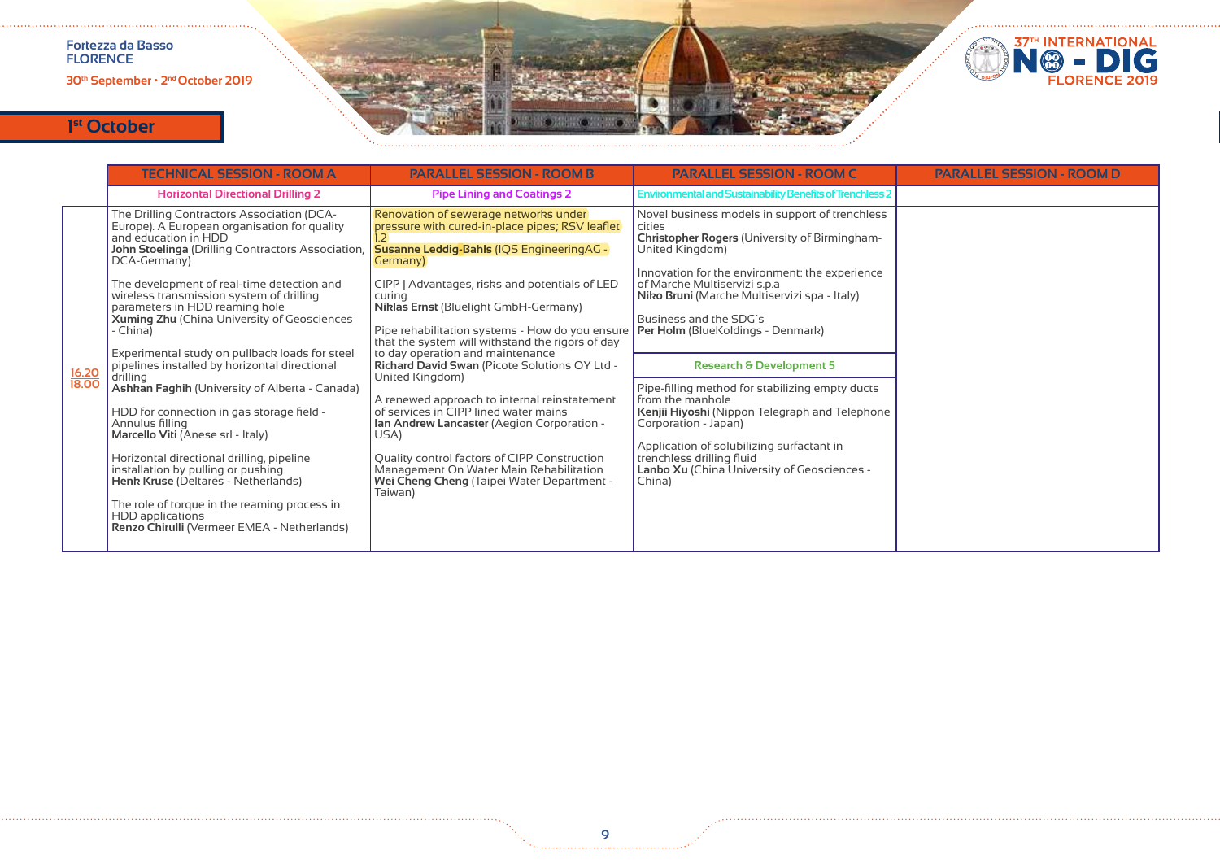Fortezza da Basso
FLORENCE
30th September • 2nd October 2019

37TH INTERNATIONAL NO-DIG FLORENCE 2019

## 1st October

| | TECHNICAL SESSION - ROOM A | PARALLEL SESSION - ROOM B | PARALLEL SESSION - ROOM C | PARALLEL SESSION - ROOM D |
|---|---|---|---|---|
| | Horizontal Directional Drilling 2 | Pipe Lining and Coatings 2 | Environmental and Sustainability Benefits of Trenchless 2 | |
| 16.20 18.00 | The Drilling Contractors Association (DCA-Europe). A European organisation for quality and education in HDD<br>**John Stoelinga** (Drilling Contractors Association, DCA-Germany)<br><br>The development of real-time detection and wireless transmission system of drilling parameters in HDD reaming hole<br>**Xuming Zhu** (China University of Geosciences - China)<br><br>Experimental study on pullback loads for steel pipelines installed by horizontal directional drilling<br>**Ashkan Faghih** (University of Alberta - Canada)<br><br>HDD for connection in gas storage field - Annulus filling<br>**Marcello Viti** (Anese srl - Italy)<br><br>Horizontal directional drilling, pipeline installation by pulling or pushing<br>**Henk Kruse** (Deltares - Netherlands)<br><br>The role of torque in the reaming process in HDD applications<br>**Renzo Chirulli** (Vermeer EMEA - Netherlands) | Renovation of sewerage networks under pressure with cured-in-place pipes; RSV leaflet 1.2<br>**Susanne Leddig-Bahls** (IQS EngineeringAG - Germany)<br><br>CIPP \| Advantages, risks and potentials of LED curing<br>**Niklas Ernst** (Bluelight GmbH-Germany)<br><br>Pipe rehabilitation systems - How do you ensure that the system will withstand the rigors of day to day operation and maintenance<br>**Richard David Swan** (Picote Solutions OY Ltd - United Kingdom)<br><br>A renewed approach to internal reinstatement of services in CIPP lined water mains<br>**Ian Andrew Lancaster** (Aegion Corporation - USA)<br><br>Quality control factors of CIPP Construction Management On Water Main Rehabilitation<br>**Wei Cheng Cheng** (Taipei Water Department - Taiwan) | Novel business models in support of trenchless cities<br>**Christopher Rogers** (University of Birmingham-United Kingdom)<br><br>Innovation for the environment: the experience of Marche Multiservizi s.p.a<br>**Niko Bruni** (Marche Multiservizi spa - Italy)<br><br>Business and the SDG´s<br>**Per Holm** (BlueKoldings - Denmark)<br><br>**Research & Development 5**<br><br>Pipe-filling method for stabilizing empty ducts from the manhole<br>**Kenjii Hiyoshi** (Nippon Telegraph and Telephone Corporation - Japan)<br><br>Application of solubilizing surfactant in trenchless drilling fluid<br>**Lanbo Xu** (China University of Geosciences - China) | |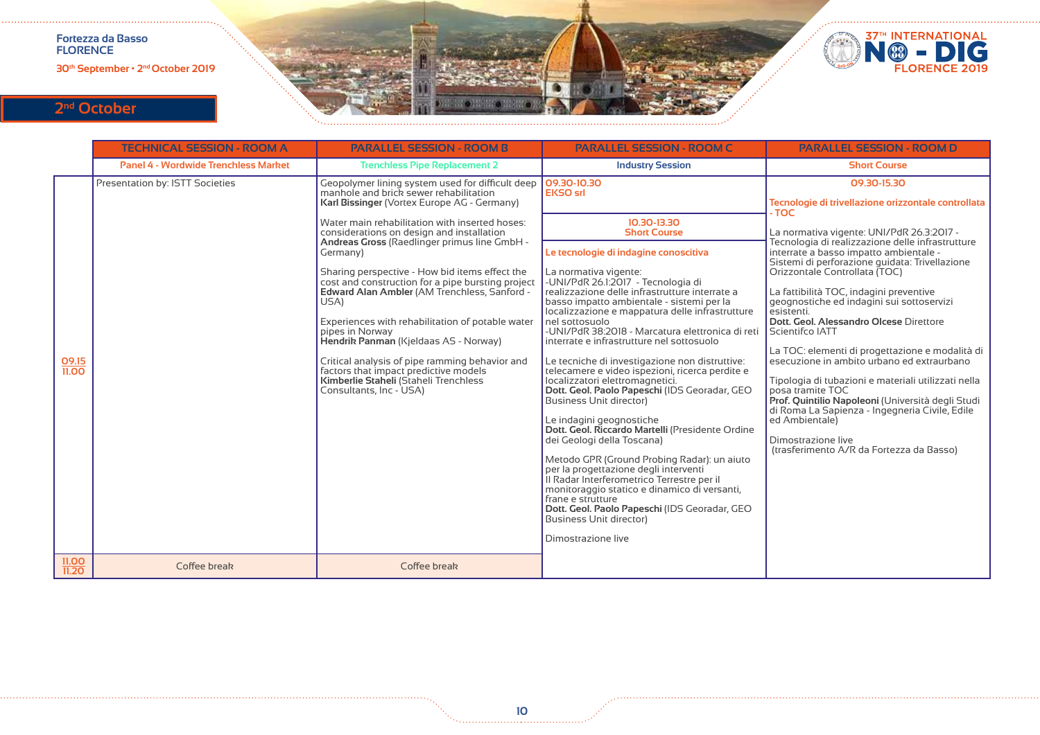Fortezza da Basso
FLORENCE

30th September • 2nd October 2019

37TH INTERNATIONAL NO-DIG FLORENCE 2019

## 2nd October

| | TECHNICAL SESSION - ROOM A | PARALLEL SESSION - ROOM B | PARALLEL SESSION - ROOM C | PARALLEL SESSION - ROOM D |
|---|---|---|---|---|
| | Panel 4 - Wordwide Trenchless Market | Trenchless Pipe Replacement 2 | Industry Session | Short Course |
| 09.15 11.00 | Presentation by: ISTT Societies | Geopolymer lining system used for difficult deep manhole and brick sewer rehabilitation **Karl Bissinger** (Vortex Europe AG - Germany)<br><br>Water main rehabilitation with inserted hoses: considerations on design and installation **Andreas Gross** (Raedlinger primus line GmbH - Germany)<br><br>Sharing perspective - How bid items effect the cost and construction for a pipe bursting project **Edward Alan Ambler** (AM Trenchless, Sanford - USA)<br><br>Experiences with rehabilitation of potable water pipes in Norway **Hendrik Panman** (Kjeldaas AS - Norway)<br><br>Critical analysis of pipe ramming behavior and factors that impact predictive models **Kimberlie Staheli** (Staheli Trenchless Consultants, Inc - USA) | **09.30-10.30** **EKSO srl**<br><br>**10.30-13.30** **Short Course**<br><br>**Le tecnologie di indagine conoscitiva**<br><br>La normativa vigente:<br>-UNI/PdR 26.1:2017 - Tecnologia di realizzazione delle infrastrutture interrate a basso impatto ambientale - sistemi per la localizzazione e mappatura delle infrastrutture nel sottosuolo<br>-UNI/PdR 38:2018 - Marcatura elettronica di reti interrate e infrastrutture nel sottosuolo<br><br>Le tecniche di investigazione non distruttive: telecamere e video ispezioni, ricerca perdite e localizzatori elettromagnetici. **Dott. Geol. Paolo Papeschi** (IDS Georadar, GEO Business Unit director)<br><br>Le indagini geognostiche **Dott. Geol. Riccardo Martelli** (Presidente Ordine dei Geologi della Toscana)<br><br>Metodo GPR (Ground Probing Radar): un aiuto per la progettazione degli interventi<br>Il Radar Interferometrico Terrestre per il monitoraggio statico e dinamico di versanti, frane e strutture **Dott. Geol. Paolo Papeschi** (IDS Georadar, GEO Business Unit director)<br><br>Dimostrazione live | **09.30-15.30**<br><br>**Tecnologie di trivellazione orizzontale controllata - TOC**<br><br>La normativa vigente: UNI/PdR 26.3:2017 - Tecnologia di realizzazione delle infrastrutture interrate a basso impatto ambientale - Sistemi di perforazione guidata: Trivellazione Orizzontale Controllata (TOC)<br><br>La fattibilità TOC, indagini preventive geognostiche ed indagini sui sottoservizi esistenti. **Dott. Geol. Alessandro Olcese** Direttore Scientifco IATT<br><br>La TOC: elementi di progettazione e modalità di esecuzione in ambito urbano ed extraurbano<br><br>Tipologia di tubazioni e materiali utilizzati nella posa tramite TOC **Prof. Quintilio Napoleoni** (Università degli Studi di Roma La Sapienza - Ingegneria Civile, Edile ed Ambientale)<br><br>Dimostrazione live (trasferimento A/R da Fortezza da Basso) |
| 11.00 11.20 | Coffee break | Coffee break | | |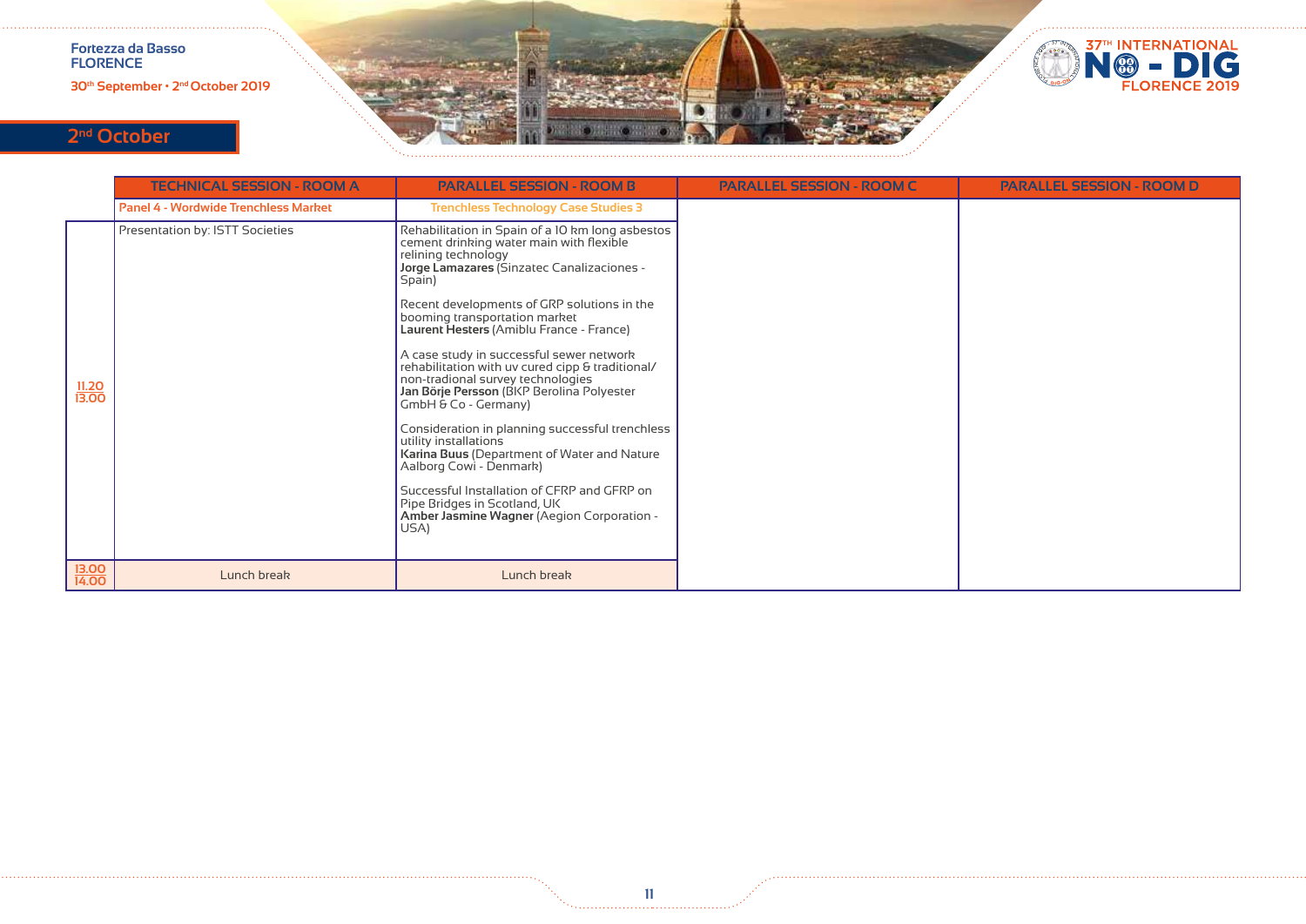## 2nd October

| | TECHNICAL SESSION - ROOM A | PARALLEL SESSION - ROOM B | PARALLEL SESSION - ROOM C | PARALLEL SESSION - ROOM D |
|---|---|---|---|---|
| | **Panel 4 - Wordwide Trenchless Market** | **Trenchless Technology Case Studies 3** | | |
| 11.20 13.00 | Presentation by: ISTT Societies | Rehabilitation in Spain of a 10 km long asbestos cement drinking water main with flexible relining technology **Jorge Lamazares** (Sinzatec Canalizaciones - Spain)<br><br>Recent developments of GRP solutions in the booming transportation market **Laurent Hesters** (Amiblu France - France)<br><br>A case study in successful sewer network rehabilitation with uv cured cipp & traditional/ non-tradional survey technologies **Jan Börje Persson** (BKP Berolina Polyester GmbH & Co - Germany)<br><br>Consideration in planning successful trenchless utility installations **Karina Buus** (Department of Water and Nature Aalborg Cowi - Denmark)<br><br>Successful Installation of CFRP and GFRP on Pipe Bridges in Scotland, UK **Amber Jasmine Wagner** (Aegion Corporation - USA) | | |
| 13.00 14.00 | Lunch break | Lunch break | | |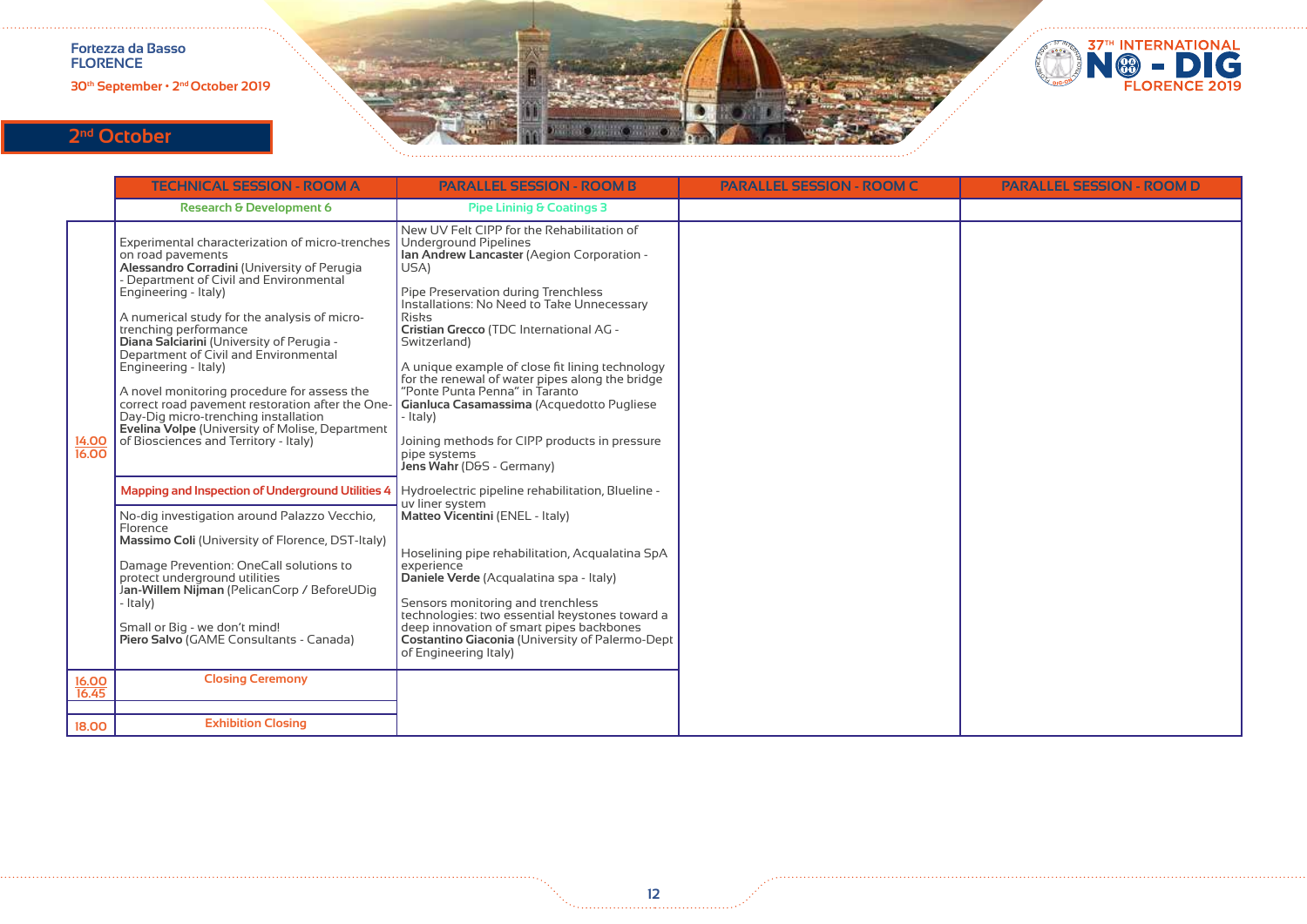Fortezza da Basso
FLORENCE
30th September • 2nd October 2019

37TH INTERNATIONAL NO-DIG FLORENCE 2019

## 2nd October

| | TECHNICAL SESSION - ROOM A | PARALLEL SESSION - ROOM B | PARALLEL SESSION - ROOM C | PARALLEL SESSION - ROOM D |
|---|---|---|---|---|
| | Research & Development 6 | Pipe Lininig & Coatings 3 | | |
| 14.00 16.00 | Experimental characterization of micro-trenches on road pavements **Alessandro Corradini** (University of Perugia - Department of Civil and Environmental Engineering - Italy)<br><br>A numerical study for the analysis of micro-trenching performance **Diana Salciarini** (University of Perugia - Department of Civil and Environmental Engineering - Italy)<br><br>A novel monitoring procedure for assess the correct road pavement restoration after the One-Day-Dig micro-trenching installation **Evelina Volpe** (University of Molise, Department of Biosciences and Territory - Italy) | New UV Felt CIPP for the Rehabilitation of Underground Pipelines **Ian Andrew Lancaster** (Aegion Corporation - USA)<br><br>Pipe Preservation during Trenchless Installations: No Need to Take Unnecessary Risks **Cristian Grecco** (TDC International AG - Switzerland)<br><br>A unique example of close fit lining technology for the renewal of water pipes along the bridge "Ponte Punta Penna" in Taranto **Gianluca Casamassima** (Acquedotto Pugliese - Italy)<br><br>Joining methods for CIPP products in pressure pipe systems **Jens Wahr** (D&S - Germany) | | |
| | Mapping and Inspection of Underground Utilities 4 | Hydroelectric pipeline rehabilitation, Blueline - uv liner system **Matteo Vicentini** (ENEL - Italy) | | |
| | No-dig investigation around Palazzo Vecchio, Florence **Massimo Coli** (University of Florence, DST-Italy)<br><br>Damage Prevention: OneCall solutions to protect underground utilities **Jan-Willem Nijman** (PelicanCorp / BeforeUDig - Italy)<br><br>Small or Big - we don't mind! **Piero Salvo** (GAME Consultants - Canada) | Hoselining pipe rehabilitation, Acqualatina SpA experience **Daniele Verde** (Acqualatina spa - Italy)<br><br>Sensors monitoring and trenchless technologies: two essential keystones toward a deep innovation of smart pipes backbones **Costantino Giaconia** (University of Palermo-Dept of Engineering Italy) | | |
| 16.00 16.45 | Closing Ceremony | | | |
| 18.00 | Exhibition Closing | | | |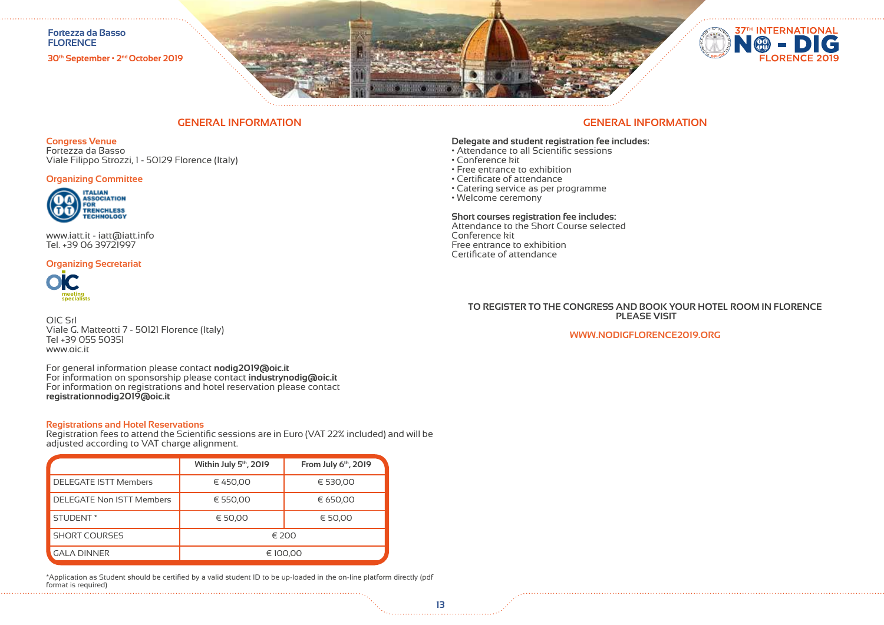## GENERAL INFORMATION

**Congress Venue**
Fortezza da Basso
Viale Filippo Strozzi, 1 - 50129 Florence (Italy)

**Organizing Committee**

ITALIAN ASSOCIATION FOR TRENCHLESS TECHNOLOGY

www.iatt.it - iatt@iatt.info
Tel. +39 06 39721997

**Organizing Secretariat**

OIC meeting specialists

OIC Srl
Viale G. Matteotti 7 - 50121 Florence (Italy)
Tel +39 055 50351
www.oic.it

For general information please contact **nodig2019@oic.it**
For information on sponsorship please contact **industrynodig@oic.it**
For information on registrations and hotel reservation please contact **registrationnodig2019@oic.it**

**Registrations and Hotel Reservations**
Registration fees to attend the Scientific sessions are in Euro (VAT 22% included) and will be adjusted according to VAT charge alignment.

| | Within July 5th, 2019 | From July 6th, 2019 |
|---|---|---|
| DELEGATE ISTT Members | € 450,00 | € 530,00 |
| DELEGATE Non ISTT Members | € 550,00 | € 650,00 |
| STUDENT * | € 50,00 | € 50,00 |
| SHORT COURSES | € 200 | |
| GALA DINNER | € 100,00 | |

*Application as Student should be certified by a valid student ID to be up-loaded in the on-line platform directly (pdf format is required)

## GENERAL INFORMATION

**Delegate and student registration fee includes:**
- Attendance to all Scientific sessions
- Conference kit
- Free entrance to exhibition
- Certificate of attendance
- Catering service as per programme
- Welcome ceremony

**Short courses registration fee includes:**
Attendance to the Short Course selected
Conference kit
Free entrance to exhibition
Certificate of attendance

**TO REGISTER TO THE CONGRESS AND BOOK YOUR HOTEL ROOM IN FLORENCE PLEASE VISIT**

**WWW.NODIGFLORENCE2019.ORG**